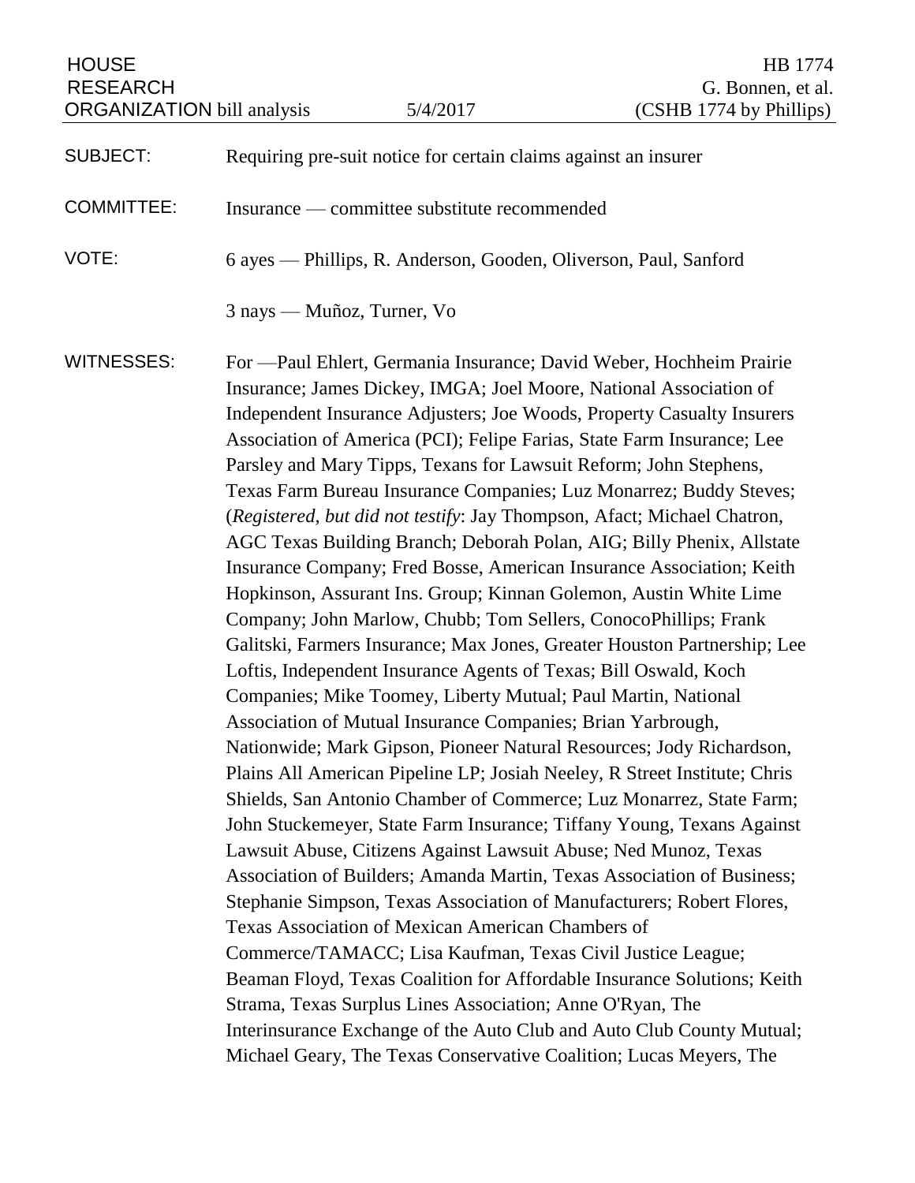HOUSE RESEARCH ORGANIZATION bill analysis — 5/4/2017 — HB 1774, G. Bonnen, et al. (CSHB 1774 by Phillips)

**SUBJECT:** Requiring pre-suit notice for certain claims against an insurer

**COMMITTEE:** Insurance — committee substitute recommended

**VOTE:** 6 ayes — Phillips, R. Anderson, Gooden, Oliverson, Paul, Sanford

3 nays — Muñoz, Turner, Vo

**WITNESSES:** For —Paul Ehlert, Germania Insurance; David Weber, Hochheim Prairie Insurance; James Dickey, IMGA; Joel Moore, National Association of Independent Insurance Adjusters; Joe Woods, Property Casualty Insurers Association of America (PCI); Felipe Farias, State Farm Insurance; Lee Parsley and Mary Tipps, Texans for Lawsuit Reform; John Stephens, Texas Farm Bureau Insurance Companies; Luz Monarrez; Buddy Steves; (*Registered, but did not testify*: Jay Thompson, Afact; Michael Chatron, AGC Texas Building Branch; Deborah Polan, AIG; Billy Phenix, Allstate Insurance Company; Fred Bosse, American Insurance Association; Keith Hopkinson, Assurant Ins. Group; Kinnan Golemon, Austin White Lime Company; John Marlow, Chubb; Tom Sellers, ConocoPhillips; Frank Galitski, Farmers Insurance; Max Jones, Greater Houston Partnership; Lee Loftis, Independent Insurance Agents of Texas; Bill Oswald, Koch Companies; Mike Toomey, Liberty Mutual; Paul Martin, National Association of Mutual Insurance Companies; Brian Yarbrough, Nationwide; Mark Gipson, Pioneer Natural Resources; Jody Richardson, Plains All American Pipeline LP; Josiah Neeley, R Street Institute; Chris Shields, San Antonio Chamber of Commerce; Luz Monarrez, State Farm; John Stuckemeyer, State Farm Insurance; Tiffany Young, Texans Against Lawsuit Abuse, Citizens Against Lawsuit Abuse; Ned Munoz, Texas Association of Builders; Amanda Martin, Texas Association of Business; Stephanie Simpson, Texas Association of Manufacturers; Robert Flores, Texas Association of Mexican American Chambers of Commerce/TAMACC; Lisa Kaufman, Texas Civil Justice League; Beaman Floyd, Texas Coalition for Affordable Insurance Solutions; Keith Strama, Texas Surplus Lines Association; Anne O'Ryan, The Interinsurance Exchange of the Auto Club and Auto Club County Mutual; Michael Geary, The Texas Conservative Coalition; Lucas Meyers, The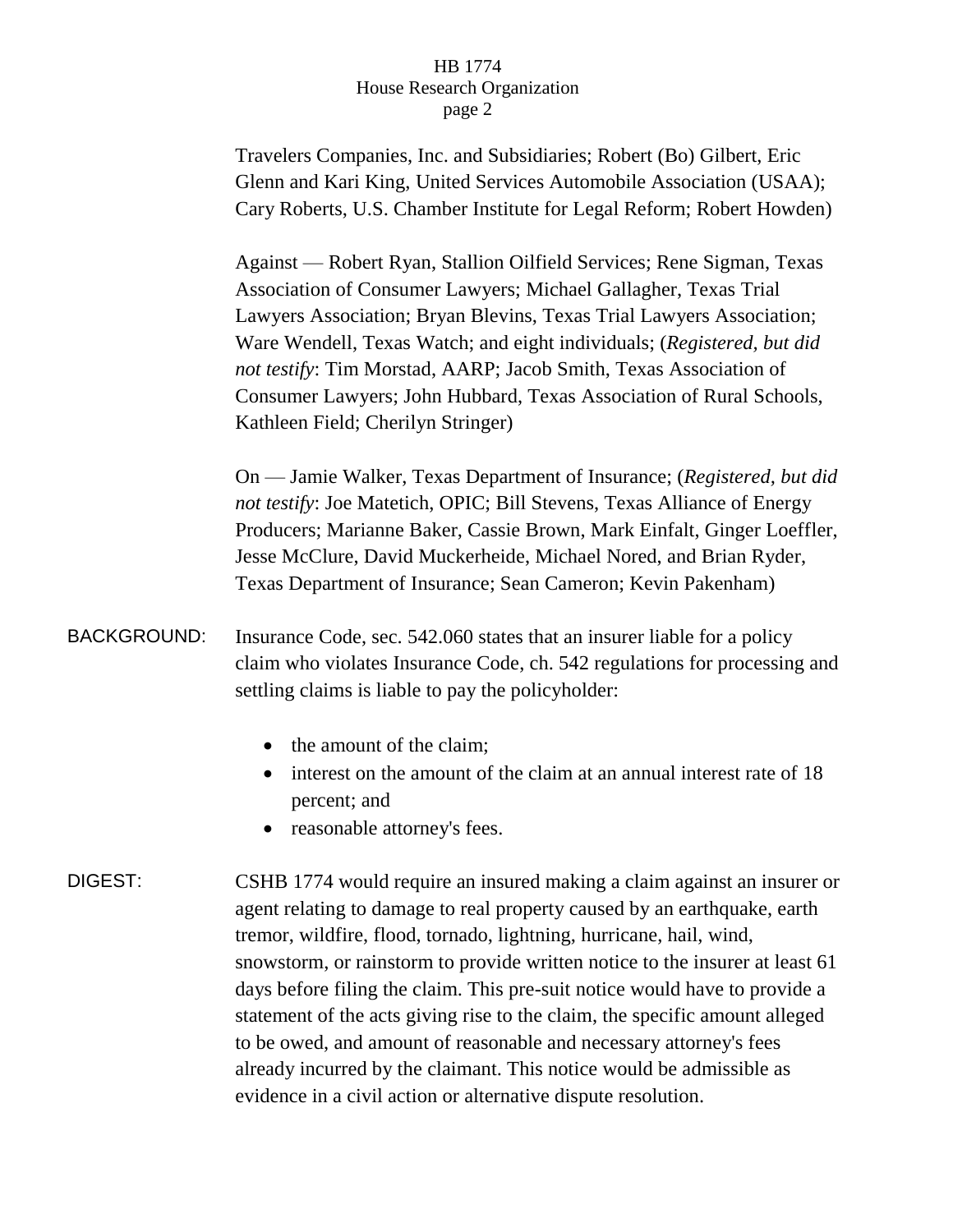Travelers Companies, Inc. and Subsidiaries; Robert (Bo) Gilbert, Eric Glenn and Kari King, United Services Automobile Association (USAA); Cary Roberts, U.S. Chamber Institute for Legal Reform; Robert Howden)

Against — Robert Ryan, Stallion Oilfield Services; Rene Sigman, Texas Association of Consumer Lawyers; Michael Gallagher, Texas Trial Lawyers Association; Bryan Blevins, Texas Trial Lawyers Association; Ware Wendell, Texas Watch; and eight individuals; (*Registered, but did not testify*: Tim Morstad, AARP; Jacob Smith, Texas Association of Consumer Lawyers; John Hubbard, Texas Association of Rural Schools, Kathleen Field; Cherilyn Stringer)

On — Jamie Walker, Texas Department of Insurance; (*Registered, but did not testify*: Joe Matetich, OPIC; Bill Stevens, Texas Alliance of Energy Producers; Marianne Baker, Cassie Brown, Mark Einfalt, Ginger Loeffler, Jesse McClure, David Muckerheide, Michael Nored, and Brian Ryder, Texas Department of Insurance; Sean Cameron; Kevin Pakenham)

BACKGROUND: Insurance Code, sec. 542.060 states that an insurer liable for a policy claim who violates Insurance Code, ch. 542 regulations for processing and settling claims is liable to pay the policyholder:

- the amount of the claim;
- interest on the amount of the claim at an annual interest rate of 18 percent; and
- reasonable attorney's fees.

DIGEST: CSHB 1774 would require an insured making a claim against an insurer or agent relating to damage to real property caused by an earthquake, earth tremor, wildfire, flood, tornado, lightning, hurricane, hail, wind, snowstorm, or rainstorm to provide written notice to the insurer at least 61 days before filing the claim. This pre-suit notice would have to provide a statement of the acts giving rise to the claim, the specific amount alleged to be owed, and amount of reasonable and necessary attorney's fees already incurred by the claimant. This notice would be admissible as evidence in a civil action or alternative dispute resolution.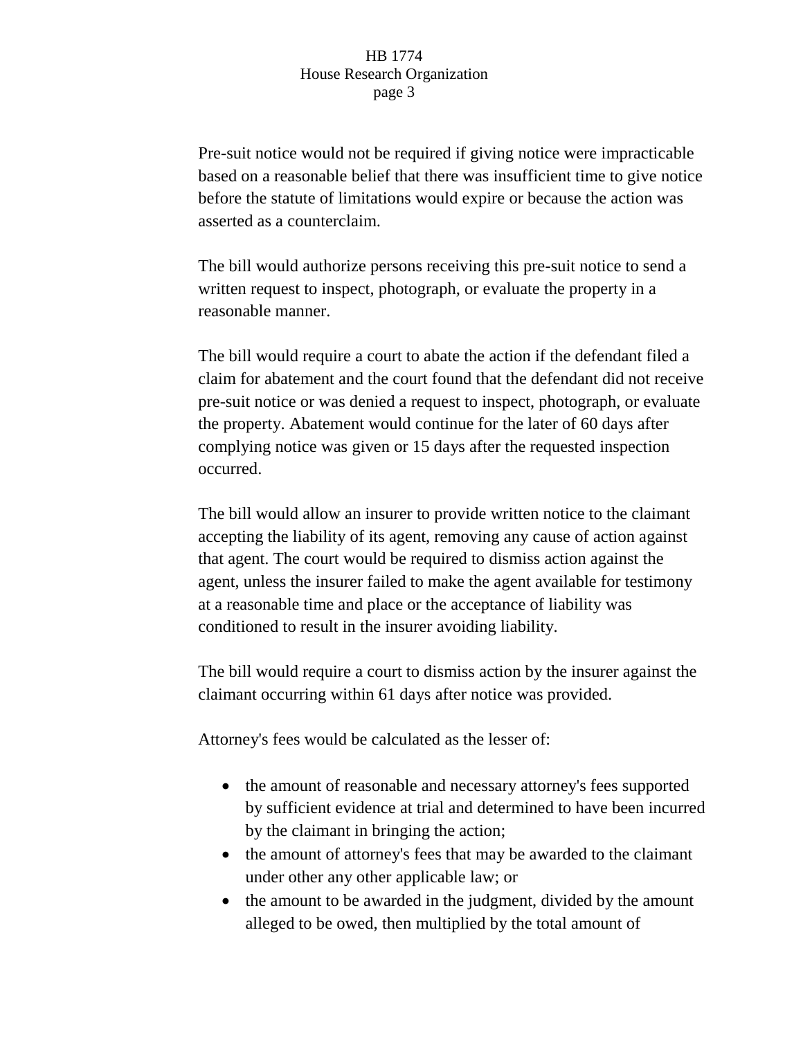Pre-suit notice would not be required if giving notice were impracticable based on a reasonable belief that there was insufficient time to give notice before the statute of limitations would expire or because the action was asserted as a counterclaim.

The bill would authorize persons receiving this pre-suit notice to send a written request to inspect, photograph, or evaluate the property in a reasonable manner.

The bill would require a court to abate the action if the defendant filed a claim for abatement and the court found that the defendant did not receive pre-suit notice or was denied a request to inspect, photograph, or evaluate the property. Abatement would continue for the later of 60 days after complying notice was given or 15 days after the requested inspection occurred.

The bill would allow an insurer to provide written notice to the claimant accepting the liability of its agent, removing any cause of action against that agent. The court would be required to dismiss action against the agent, unless the insurer failed to make the agent available for testimony at a reasonable time and place or the acceptance of liability was conditioned to result in the insurer avoiding liability.

The bill would require a court to dismiss action by the insurer against the claimant occurring within 61 days after notice was provided.

Attorney's fees would be calculated as the lesser of:

- the amount of reasonable and necessary attorney's fees supported by sufficient evidence at trial and determined to have been incurred by the claimant in bringing the action;
- the amount of attorney's fees that may be awarded to the claimant under other any other applicable law; or
- the amount to be awarded in the judgment, divided by the amount alleged to be owed, then multiplied by the total amount of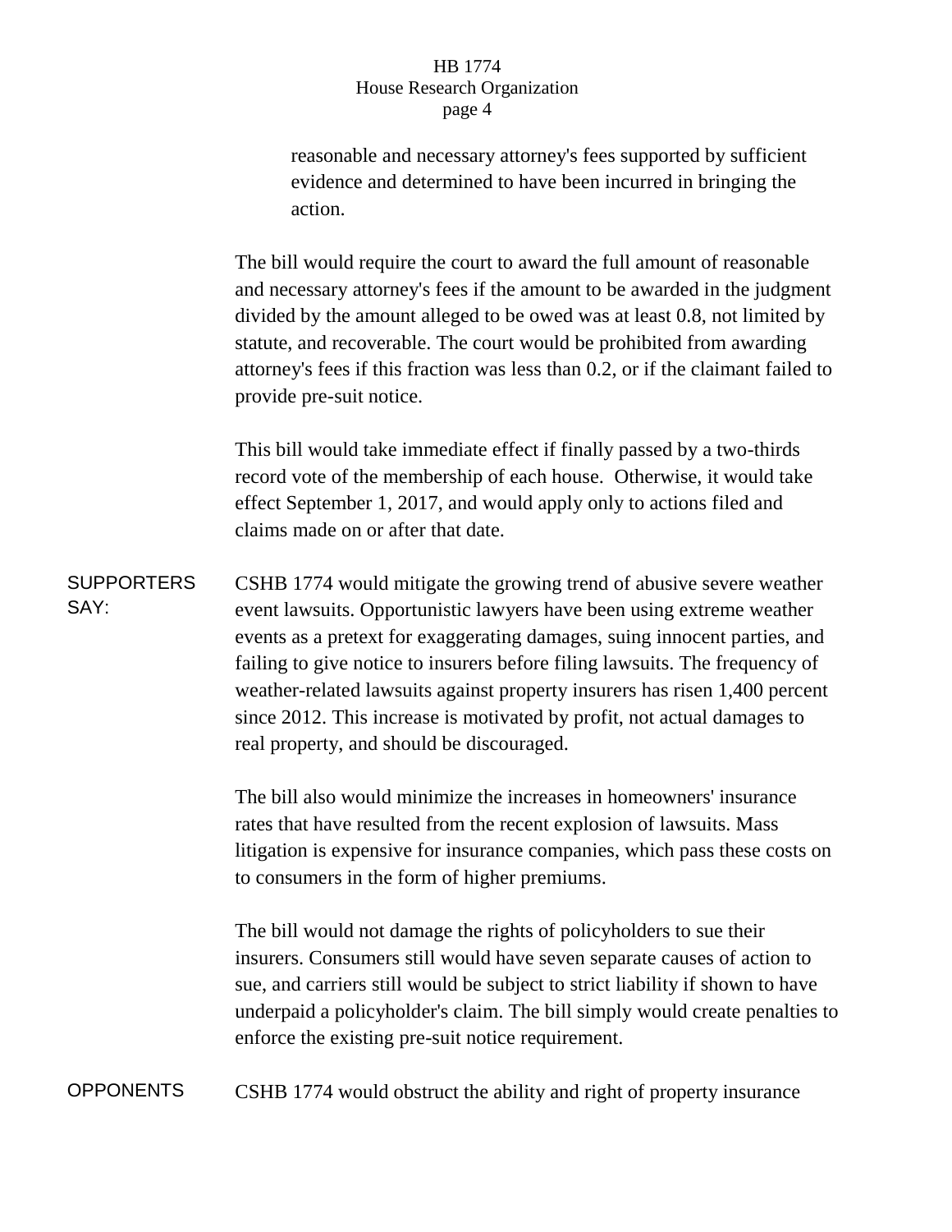reasonable and necessary attorney's fees supported by sufficient evidence and determined to have been incurred in bringing the action.

The bill would require the court to award the full amount of reasonable and necessary attorney's fees if the amount to be awarded in the judgment divided by the amount alleged to be owed was at least 0.8, not limited by statute, and recoverable. The court would be prohibited from awarding attorney's fees if this fraction was less than 0.2, or if the claimant failed to provide pre-suit notice.

This bill would take immediate effect if finally passed by a two-thirds record vote of the membership of each house. Otherwise, it would take effect September 1, 2017, and would apply only to actions filed and claims made on or after that date.

**SUPPORTERS SAY:**

CSHB 1774 would mitigate the growing trend of abusive severe weather event lawsuits. Opportunistic lawyers have been using extreme weather events as a pretext for exaggerating damages, suing innocent parties, and failing to give notice to insurers before filing lawsuits. The frequency of weather-related lawsuits against property insurers has risen 1,400 percent since 2012. This increase is motivated by profit, not actual damages to real property, and should be discouraged.

The bill also would minimize the increases in homeowners' insurance rates that have resulted from the recent explosion of lawsuits. Mass litigation is expensive for insurance companies, which pass these costs on to consumers in the form of higher premiums.

The bill would not damage the rights of policyholders to sue their insurers. Consumers still would have seven separate causes of action to sue, and carriers still would be subject to strict liability if shown to have underpaid a policyholder's claim. The bill simply would create penalties to enforce the existing pre-suit notice requirement.

**OPPONENTS**

CSHB 1774 would obstruct the ability and right of property insurance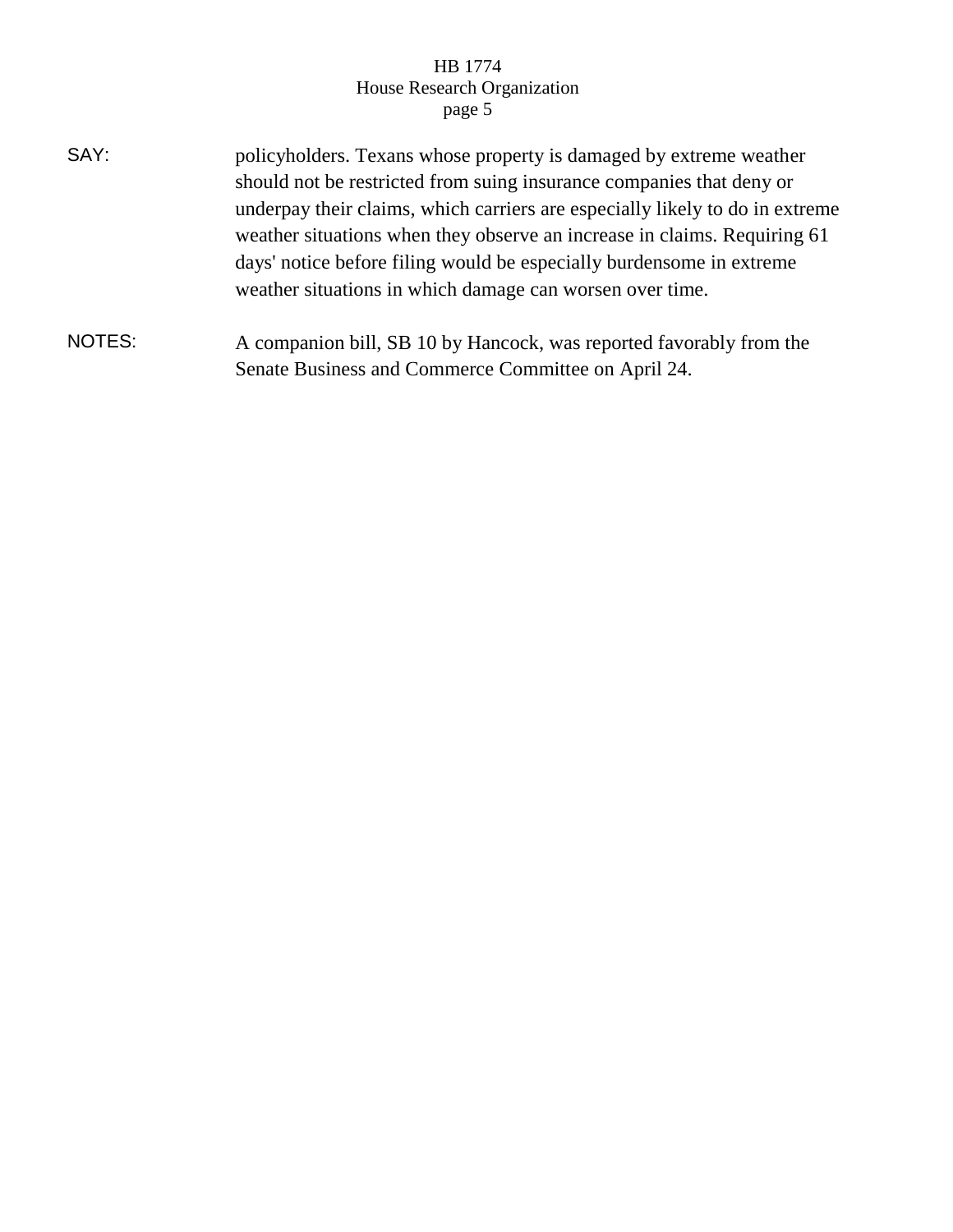SAY: policyholders. Texans whose property is damaged by extreme weather should not be restricted from suing insurance companies that deny or underpay their claims, which carriers are especially likely to do in extreme weather situations when they observe an increase in claims. Requiring 61 days' notice before filing would be especially burdensome in extreme weather situations in which damage can worsen over time.

NOTES: A companion bill, SB 10 by Hancock, was reported favorably from the Senate Business and Commerce Committee on April 24.